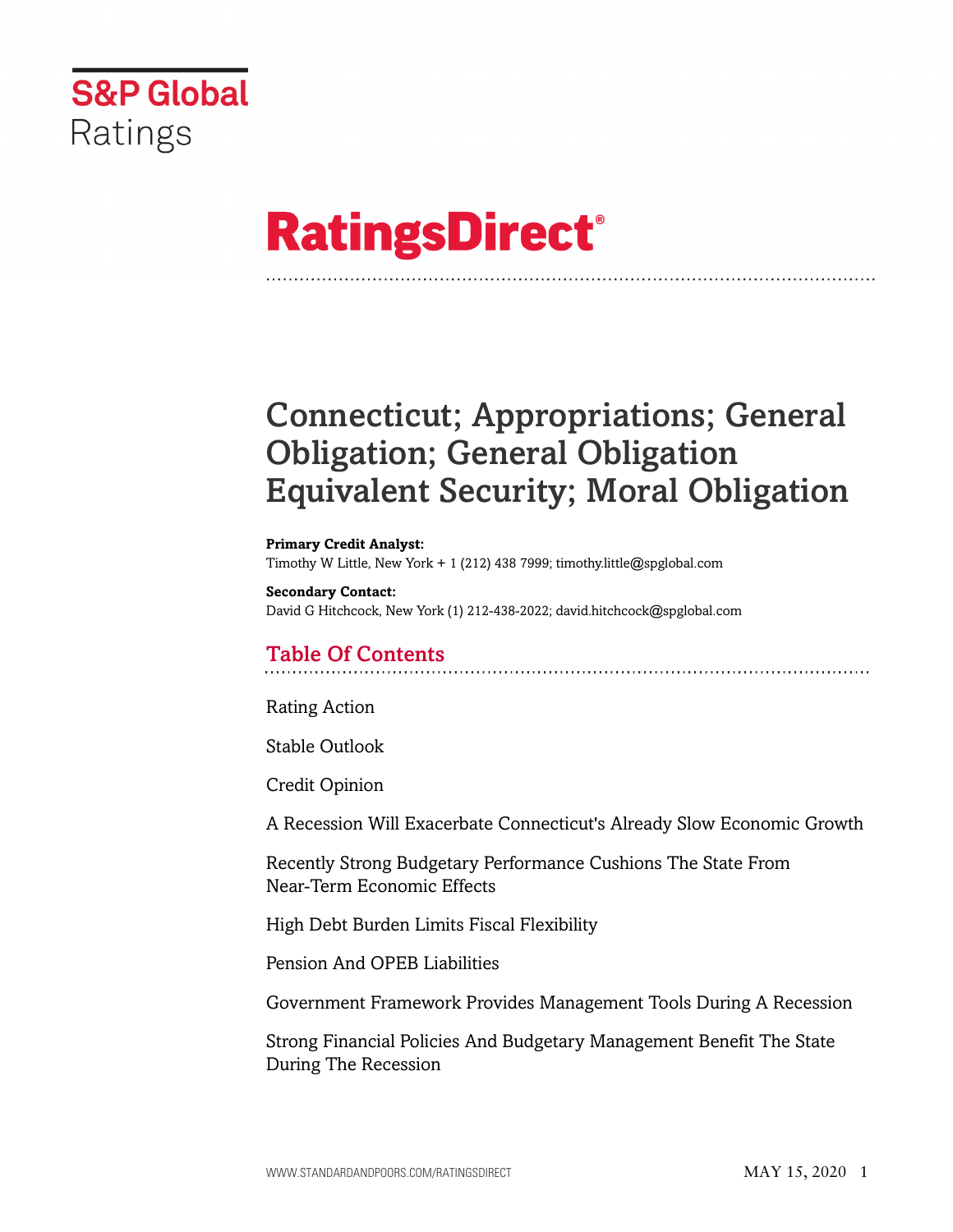S&P Global Ratings

# RatingsDirect®

# Connecticut; Appropriations; General Obligation; General Obligation Equivalent Security; Moral Obligation

**Primary Credit Analyst:**
Timothy W Little, New York + 1 (212) 438 7999; timothy.little@spglobal.com

**Secondary Contact:**
David G Hitchcock, New York (1) 212-438-2022; david.hitchcock@spglobal.com

## Table Of Contents

Rating Action

Stable Outlook

Credit Opinion

A Recession Will Exacerbate Connecticut's Already Slow Economic Growth

Recently Strong Budgetary Performance Cushions The State From Near-Term Economic Effects

High Debt Burden Limits Fiscal Flexibility

Pension And OPEB Liabilities

Government Framework Provides Management Tools During A Recession

Strong Financial Policies And Budgetary Management Benefit The State During The Recession

MAY 15, 2020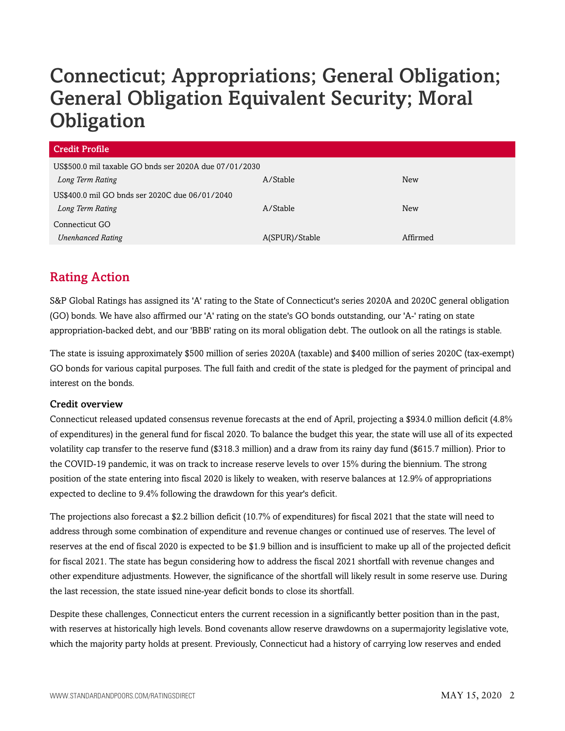# Connecticut; Appropriations; General Obligation; General Obligation Equivalent Security; Moral Obligation

| Credit Profile | | |
|---|---|---|
| US$500.0 mil taxable GO bnds ser 2020A due 07/01/2030 | | |
| *Long Term Rating* | A/Stable | New |
| US$400.0 mil GO bnds ser 2020C due 06/01/2040 | | |
| *Long Term Rating* | A/Stable | New |
| Connecticut GO | | |
| *Unenhanced Rating* | A(SPUR)/Stable | Affirmed |

## Rating Action

S&P Global Ratings has assigned its 'A' rating to the State of Connecticut's series 2020A and 2020C general obligation (GO) bonds. We have also affirmed our 'A' rating on the state's GO bonds outstanding, our 'A-' rating on state appropriation-backed debt, and our 'BBB' rating on its moral obligation debt. The outlook on all the ratings is stable.

The state is issuing approximately $500 million of series 2020A (taxable) and $400 million of series 2020C (tax-exempt) GO bonds for various capital purposes. The full faith and credit of the state is pledged for the payment of principal and interest on the bonds.

### Credit overview

Connecticut released updated consensus revenue forecasts at the end of April, projecting a $934.0 million deficit (4.8% of expenditures) in the general fund for fiscal 2020. To balance the budget this year, the state will use all of its expected volatility cap transfer to the reserve fund ($318.3 million) and a draw from its rainy day fund ($615.7 million). Prior to the COVID-19 pandemic, it was on track to increase reserve levels to over 15% during the biennium. The strong position of the state entering into fiscal 2020 is likely to weaken, with reserve balances at 12.9% of appropriations expected to decline to 9.4% following the drawdown for this year's deficit.

The projections also forecast a $2.2 billion deficit (10.7% of expenditures) for fiscal 2021 that the state will need to address through some combination of expenditure and revenue changes or continued use of reserves. The level of reserves at the end of fiscal 2020 is expected to be $1.9 billion and is insufficient to make up all of the projected deficit for fiscal 2021. The state has begun considering how to address the fiscal 2021 shortfall with revenue changes and other expenditure adjustments. However, the significance of the shortfall will likely result in some reserve use. During the last recession, the state issued nine-year deficit bonds to close its shortfall.

Despite these challenges, Connecticut enters the current recession in a significantly better position than in the past, with reserves at historically high levels. Bond covenants allow reserve drawdowns on a supermajority legislative vote, which the majority party holds at present. Previously, Connecticut had a history of carrying low reserves and ended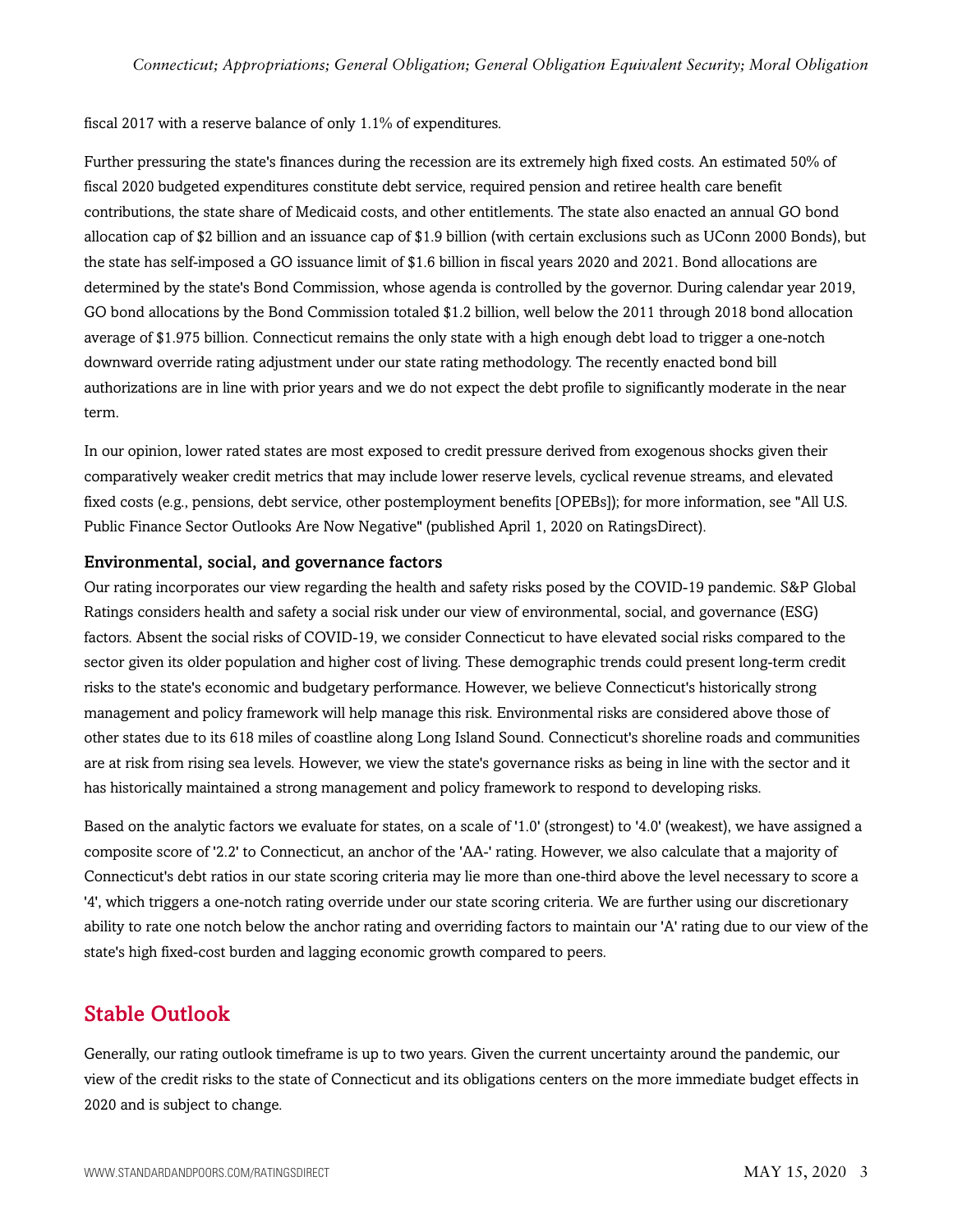fiscal 2017 with a reserve balance of only 1.1% of expenditures.

Further pressuring the state's finances during the recession are its extremely high fixed costs. An estimated 50% of fiscal 2020 budgeted expenditures constitute debt service, required pension and retiree health care benefit contributions, the state share of Medicaid costs, and other entitlements. The state also enacted an annual GO bond allocation cap of $2 billion and an issuance cap of $1.9 billion (with certain exclusions such as UConn 2000 Bonds), but the state has self-imposed a GO issuance limit of $1.6 billion in fiscal years 2020 and 2021. Bond allocations are determined by the state's Bond Commission, whose agenda is controlled by the governor. During calendar year 2019, GO bond allocations by the Bond Commission totaled $1.2 billion, well below the 2011 through 2018 bond allocation average of $1.975 billion. Connecticut remains the only state with a high enough debt load to trigger a one-notch downward override rating adjustment under our state rating methodology. The recently enacted bond bill authorizations are in line with prior years and we do not expect the debt profile to significantly moderate in the near term.

In our opinion, lower rated states are most exposed to credit pressure derived from exogenous shocks given their comparatively weaker credit metrics that may include lower reserve levels, cyclical revenue streams, and elevated fixed costs (e.g., pensions, debt service, other postemployment benefits [OPEBs]); for more information, see "All U.S. Public Finance Sector Outlooks Are Now Negative" (published April 1, 2020 on RatingsDirect).

### Environmental, social, and governance factors

Our rating incorporates our view regarding the health and safety risks posed by the COVID-19 pandemic. S&P Global Ratings considers health and safety a social risk under our view of environmental, social, and governance (ESG) factors. Absent the social risks of COVID-19, we consider Connecticut to have elevated social risks compared to the sector given its older population and higher cost of living. These demographic trends could present long-term credit risks to the state's economic and budgetary performance. However, we believe Connecticut's historically strong management and policy framework will help manage this risk. Environmental risks are considered above those of other states due to its 618 miles of coastline along Long Island Sound. Connecticut's shoreline roads and communities are at risk from rising sea levels. However, we view the state's governance risks as being in line with the sector and it has historically maintained a strong management and policy framework to respond to developing risks.

Based on the analytic factors we evaluate for states, on a scale of '1.0' (strongest) to '4.0' (weakest), we have assigned a composite score of '2.2' to Connecticut, an anchor of the 'AA-' rating. However, we also calculate that a majority of Connecticut's debt ratios in our state scoring criteria may lie more than one-third above the level necessary to score a '4', which triggers a one-notch rating override under our state scoring criteria. We are further using our discretionary ability to rate one notch below the anchor rating and overriding factors to maintain our 'A' rating due to our view of the state's high fixed-cost burden and lagging economic growth compared to peers.

## Stable Outlook

Generally, our rating outlook timeframe is up to two years. Given the current uncertainty around the pandemic, our view of the credit risks to the state of Connecticut and its obligations centers on the more immediate budget effects in 2020 and is subject to change.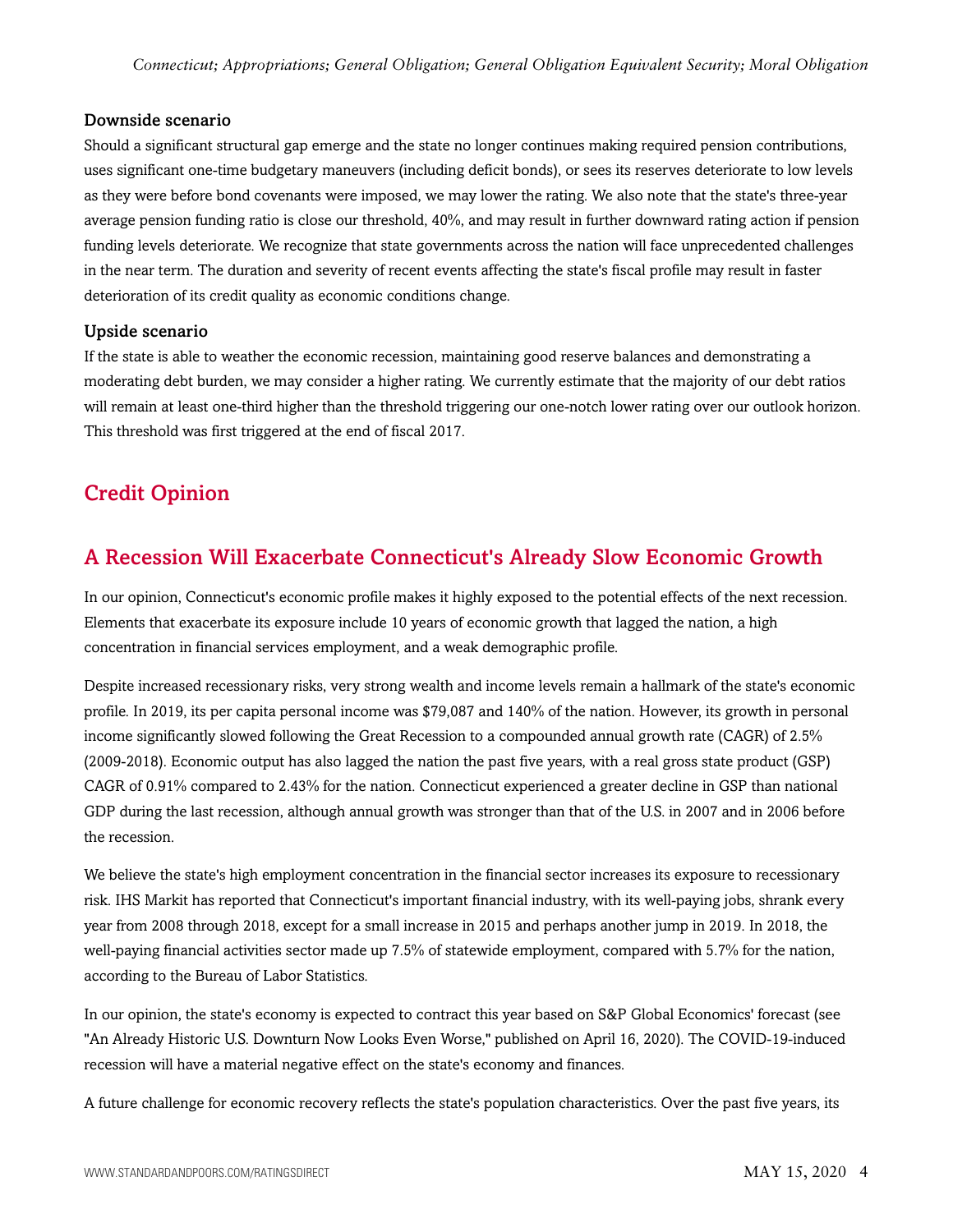### Downside scenario

Should a significant structural gap emerge and the state no longer continues making required pension contributions, uses significant one-time budgetary maneuvers (including deficit bonds), or sees its reserves deteriorate to low levels as they were before bond covenants were imposed, we may lower the rating. We also note that the state's three-year average pension funding ratio is close our threshold, 40%, and may result in further downward rating action if pension funding levels deteriorate. We recognize that state governments across the nation will face unprecedented challenges in the near term. The duration and severity of recent events affecting the state's fiscal profile may result in faster deterioration of its credit quality as economic conditions change.

### Upside scenario

If the state is able to weather the economic recession, maintaining good reserve balances and demonstrating a moderating debt burden, we may consider a higher rating. We currently estimate that the majority of our debt ratios will remain at least one-third higher than the threshold triggering our one-notch lower rating over our outlook horizon. This threshold was first triggered at the end of fiscal 2017.

## Credit Opinion

## A Recession Will Exacerbate Connecticut's Already Slow Economic Growth

In our opinion, Connecticut's economic profile makes it highly exposed to the potential effects of the next recession. Elements that exacerbate its exposure include 10 years of economic growth that lagged the nation, a high concentration in financial services employment, and a weak demographic profile.

Despite increased recessionary risks, very strong wealth and income levels remain a hallmark of the state's economic profile. In 2019, its per capita personal income was $79,087 and 140% of the nation. However, its growth in personal income significantly slowed following the Great Recession to a compounded annual growth rate (CAGR) of 2.5% (2009-2018). Economic output has also lagged the nation the past five years, with a real gross state product (GSP) CAGR of 0.91% compared to 2.43% for the nation. Connecticut experienced a greater decline in GSP than national GDP during the last recession, although annual growth was stronger than that of the U.S. in 2007 and in 2006 before the recession.

We believe the state's high employment concentration in the financial sector increases its exposure to recessionary risk. IHS Markit has reported that Connecticut's important financial industry, with its well-paying jobs, shrank every year from 2008 through 2018, except for a small increase in 2015 and perhaps another jump in 2019. In 2018, the well-paying financial activities sector made up 7.5% of statewide employment, compared with 5.7% for the nation, according to the Bureau of Labor Statistics.

In our opinion, the state's economy is expected to contract this year based on S&P Global Economics' forecast (see "An Already Historic U.S. Downturn Now Looks Even Worse," published on April 16, 2020). The COVID-19-induced recession will have a material negative effect on the state's economy and finances.

A future challenge for economic recovery reflects the state's population characteristics. Over the past five years, its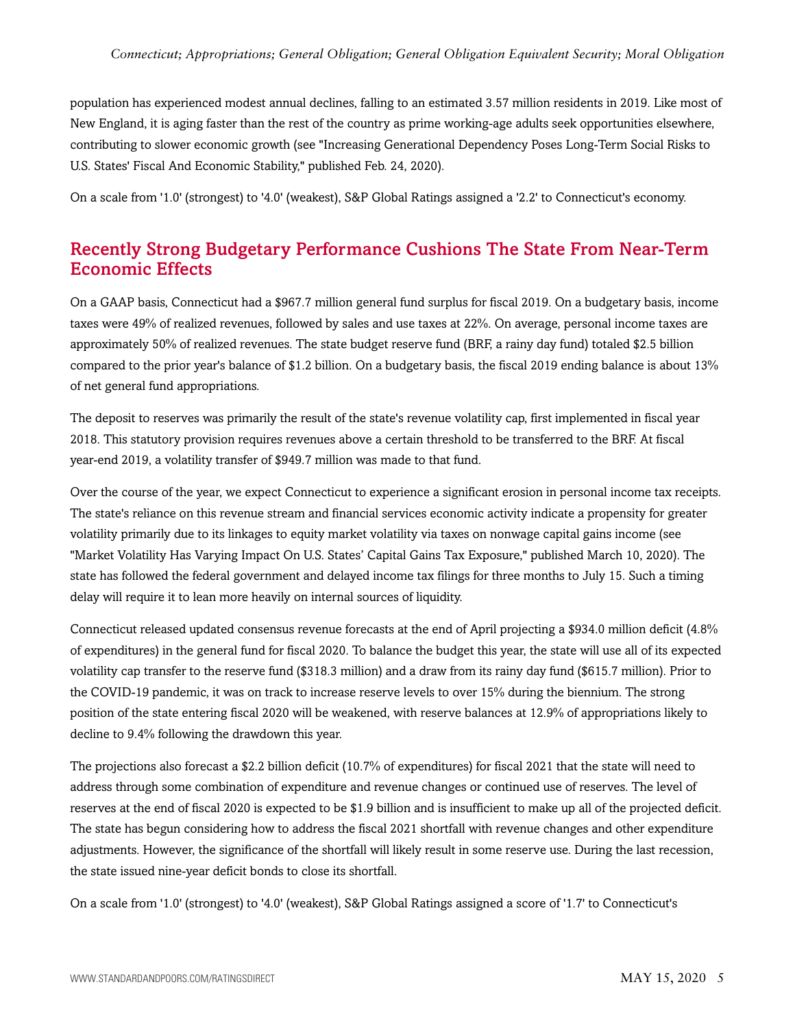population has experienced modest annual declines, falling to an estimated 3.57 million residents in 2019. Like most of New England, it is aging faster than the rest of the country as prime working-age adults seek opportunities elsewhere, contributing to slower economic growth (see "Increasing Generational Dependency Poses Long-Term Social Risks to U.S. States' Fiscal And Economic Stability," published Feb. 24, 2020).

On a scale from '1.0' (strongest) to '4.0' (weakest), S&P Global Ratings assigned a '2.2' to Connecticut's economy.

## Recently Strong Budgetary Performance Cushions The State From Near-Term Economic Effects

On a GAAP basis, Connecticut had a $967.7 million general fund surplus for fiscal 2019. On a budgetary basis, income taxes were 49% of realized revenues, followed by sales and use taxes at 22%. On average, personal income taxes are approximately 50% of realized revenues. The state budget reserve fund (BRF, a rainy day fund) totaled $2.5 billion compared to the prior year's balance of $1.2 billion. On a budgetary basis, the fiscal 2019 ending balance is about 13% of net general fund appropriations.

The deposit to reserves was primarily the result of the state's revenue volatility cap, first implemented in fiscal year 2018. This statutory provision requires revenues above a certain threshold to be transferred to the BRF. At fiscal year-end 2019, a volatility transfer of $949.7 million was made to that fund.

Over the course of the year, we expect Connecticut to experience a significant erosion in personal income tax receipts. The state's reliance on this revenue stream and financial services economic activity indicate a propensity for greater volatility primarily due to its linkages to equity market volatility via taxes on nonwage capital gains income (see "Market Volatility Has Varying Impact On U.S. States' Capital Gains Tax Exposure," published March 10, 2020). The state has followed the federal government and delayed income tax filings for three months to July 15. Such a timing delay will require it to lean more heavily on internal sources of liquidity.

Connecticut released updated consensus revenue forecasts at the end of April projecting a $934.0 million deficit (4.8% of expenditures) in the general fund for fiscal 2020. To balance the budget this year, the state will use all of its expected volatility cap transfer to the reserve fund ($318.3 million) and a draw from its rainy day fund ($615.7 million). Prior to the COVID-19 pandemic, it was on track to increase reserve levels to over 15% during the biennium. The strong position of the state entering fiscal 2020 will be weakened, with reserve balances at 12.9% of appropriations likely to decline to 9.4% following the drawdown this year.

The projections also forecast a $2.2 billion deficit (10.7% of expenditures) for fiscal 2021 that the state will need to address through some combination of expenditure and revenue changes or continued use of reserves. The level of reserves at the end of fiscal 2020 is expected to be $1.9 billion and is insufficient to make up all of the projected deficit. The state has begun considering how to address the fiscal 2021 shortfall with revenue changes and other expenditure adjustments. However, the significance of the shortfall will likely result in some reserve use. During the last recession, the state issued nine-year deficit bonds to close its shortfall.

On a scale from '1.0' (strongest) to '4.0' (weakest), S&P Global Ratings assigned a score of '1.7' to Connecticut's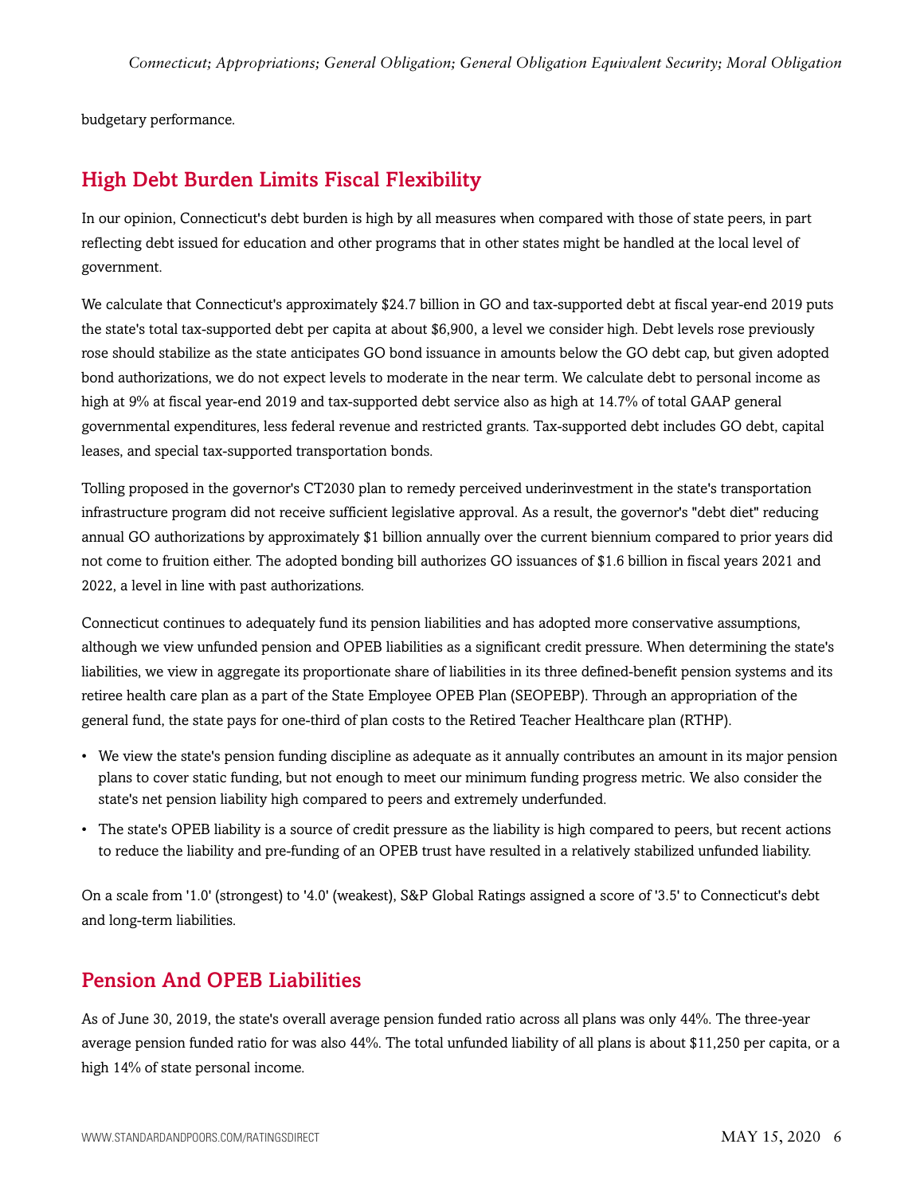budgetary performance.

## High Debt Burden Limits Fiscal Flexibility

In our opinion, Connecticut's debt burden is high by all measures when compared with those of state peers, in part reflecting debt issued for education and other programs that in other states might be handled at the local level of government.

We calculate that Connecticut's approximately $24.7 billion in GO and tax-supported debt at fiscal year-end 2019 puts the state's total tax-supported debt per capita at about $6,900, a level we consider high. Debt levels rose previously rose should stabilize as the state anticipates GO bond issuance in amounts below the GO debt cap, but given adopted bond authorizations, we do not expect levels to moderate in the near term. We calculate debt to personal income as high at 9% at fiscal year-end 2019 and tax-supported debt service also as high at 14.7% of total GAAP general governmental expenditures, less federal revenue and restricted grants. Tax-supported debt includes GO debt, capital leases, and special tax-supported transportation bonds.

Tolling proposed in the governor's CT2030 plan to remedy perceived underinvestment in the state's transportation infrastructure program did not receive sufficient legislative approval. As a result, the governor's "debt diet" reducing annual GO authorizations by approximately $1 billion annually over the current biennium compared to prior years did not come to fruition either. The adopted bonding bill authorizes GO issuances of $1.6 billion in fiscal years 2021 and 2022, a level in line with past authorizations.

Connecticut continues to adequately fund its pension liabilities and has adopted more conservative assumptions, although we view unfunded pension and OPEB liabilities as a significant credit pressure. When determining the state's liabilities, we view in aggregate its proportionate share of liabilities in its three defined-benefit pension systems and its retiree health care plan as a part of the State Employee OPEB Plan (SEOPEBP). Through an appropriation of the general fund, the state pays for one-third of plan costs to the Retired Teacher Healthcare plan (RTHP).

- We view the state's pension funding discipline as adequate as it annually contributes an amount in its major pension plans to cover static funding, but not enough to meet our minimum funding progress metric. We also consider the state's net pension liability high compared to peers and extremely underfunded.
- The state's OPEB liability is a source of credit pressure as the liability is high compared to peers, but recent actions to reduce the liability and pre-funding of an OPEB trust have resulted in a relatively stabilized unfunded liability.

On a scale from '1.0' (strongest) to '4.0' (weakest), S&P Global Ratings assigned a score of '3.5' to Connecticut's debt and long-term liabilities.

## Pension And OPEB Liabilities

As of June 30, 2019, the state's overall average pension funded ratio across all plans was only 44%. The three-year average pension funded ratio for was also 44%. The total unfunded liability of all plans is about $11,250 per capita, or a high 14% of state personal income.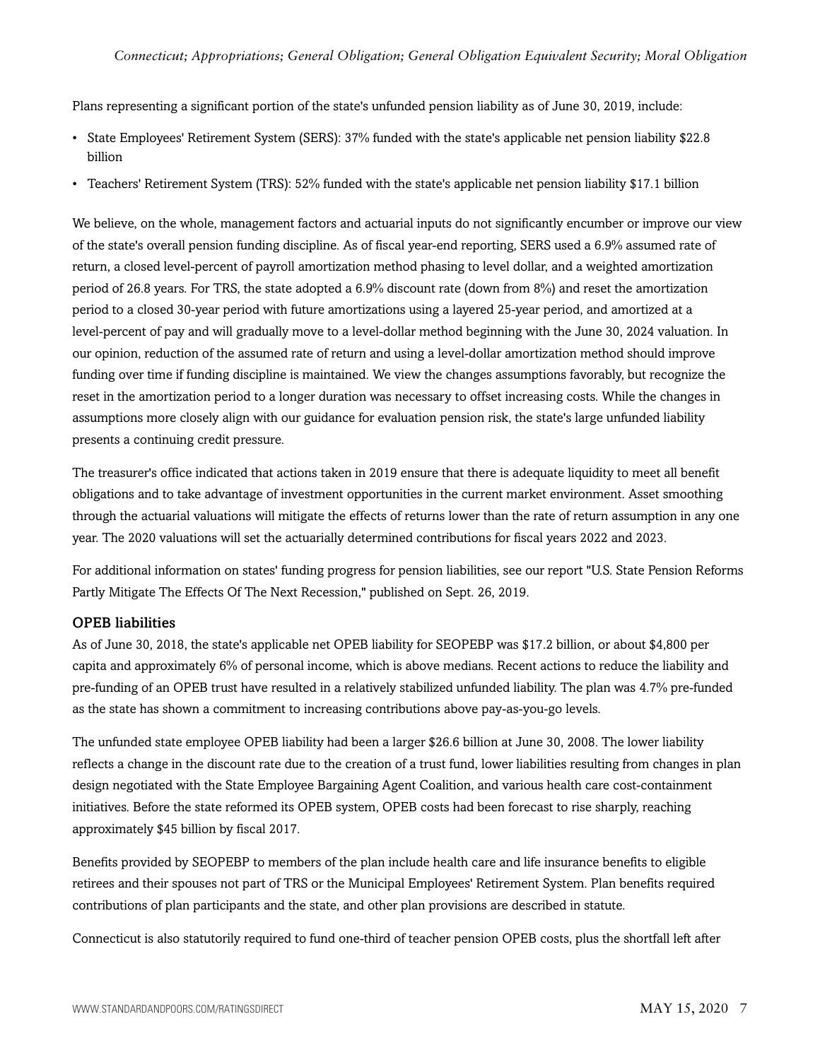Plans representing a significant portion of the state's unfunded pension liability as of June 30, 2019, include:

- State Employees' Retirement System (SERS): 37% funded with the state's applicable net pension liability $22.8 billion
- Teachers' Retirement System (TRS): 52% funded with the state's applicable net pension liability $17.1 billion

We believe, on the whole, management factors and actuarial inputs do not significantly encumber or improve our view of the state's overall pension funding discipline. As of fiscal year-end reporting, SERS used a 6.9% assumed rate of return, a closed level-percent of payroll amortization method phasing to level dollar, and a weighted amortization period of 26.8 years. For TRS, the state adopted a 6.9% discount rate (down from 8%) and reset the amortization period to a closed 30-year period with future amortizations using a layered 25-year period, and amortized at a level-percent of pay and will gradually move to a level-dollar method beginning with the June 30, 2024 valuation. In our opinion, reduction of the assumed rate of return and using a level-dollar amortization method should improve funding over time if funding discipline is maintained. We view the changes assumptions favorably, but recognize the reset in the amortization period to a longer duration was necessary to offset increasing costs. While the changes in assumptions more closely align with our guidance for evaluation pension risk, the state's large unfunded liability presents a continuing credit pressure.

The treasurer's office indicated that actions taken in 2019 ensure that there is adequate liquidity to meet all benefit obligations and to take advantage of investment opportunities in the current market environment. Asset smoothing through the actuarial valuations will mitigate the effects of returns lower than the rate of return assumption in any one year. The 2020 valuations will set the actuarially determined contributions for fiscal years 2022 and 2023.

For additional information on states' funding progress for pension liabilities, see our report "U.S. State Pension Reforms Partly Mitigate The Effects Of The Next Recession," published on Sept. 26, 2019.

### OPEB liabilities

As of June 30, 2018, the state's applicable net OPEB liability for SEOPEBP was $17.2 billion, or about $4,800 per capita and approximately 6% of personal income, which is above medians. Recent actions to reduce the liability and pre-funding of an OPEB trust have resulted in a relatively stabilized unfunded liability. The plan was 4.7% pre-funded as the state has shown a commitment to increasing contributions above pay-as-you-go levels.

The unfunded state employee OPEB liability had been a larger $26.6 billion at June 30, 2008. The lower liability reflects a change in the discount rate due to the creation of a trust fund, lower liabilities resulting from changes in plan design negotiated with the State Employee Bargaining Agent Coalition, and various health care cost-containment initiatives. Before the state reformed its OPEB system, OPEB costs had been forecast to rise sharply, reaching approximately $45 billion by fiscal 2017.

Benefits provided by SEOPEBP to members of the plan include health care and life insurance benefits to eligible retirees and their spouses not part of TRS or the Municipal Employees' Retirement System. Plan benefits required contributions of plan participants and the state, and other plan provisions are described in statute.

Connecticut is also statutorily required to fund one-third of teacher pension OPEB costs, plus the shortfall left after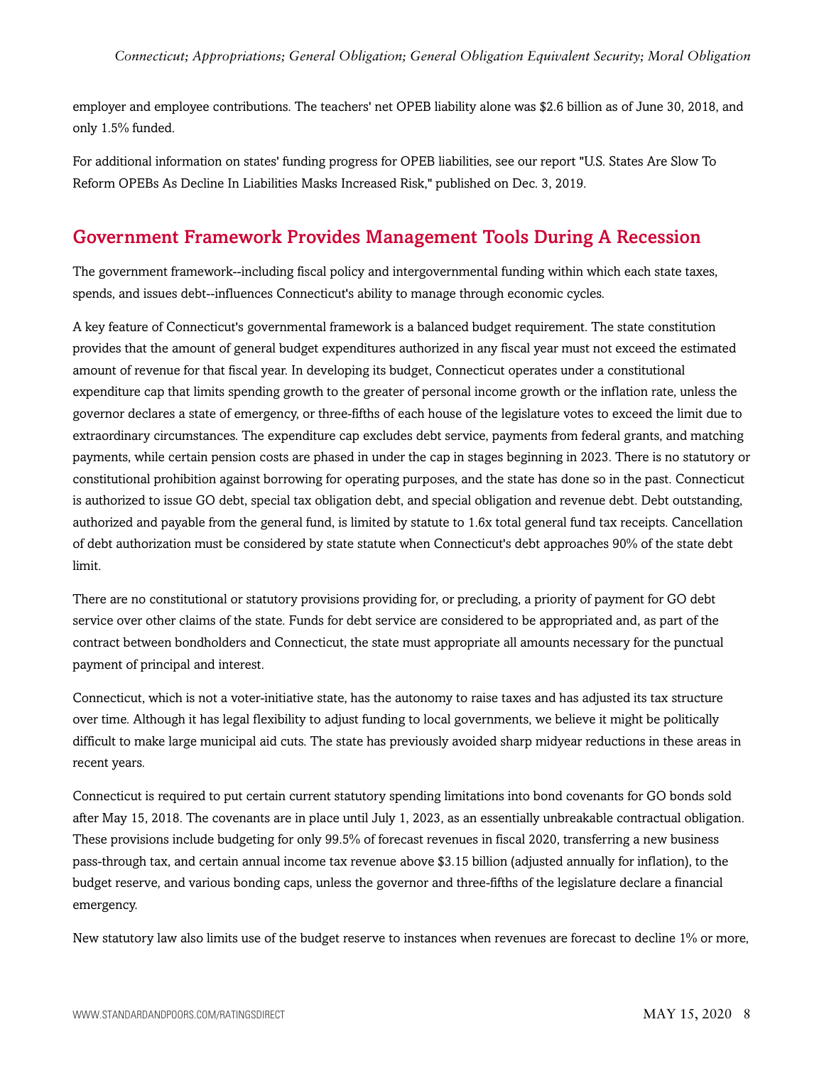employer and employee contributions. The teachers' net OPEB liability alone was $2.6 billion as of June 30, 2018, and only 1.5% funded.

For additional information on states' funding progress for OPEB liabilities, see our report "U.S. States Are Slow To Reform OPEBs As Decline In Liabilities Masks Increased Risk," published on Dec. 3, 2019.

## Government Framework Provides Management Tools During A Recession

The government framework--including fiscal policy and intergovernmental funding within which each state taxes, spends, and issues debt--influences Connecticut's ability to manage through economic cycles.

A key feature of Connecticut's governmental framework is a balanced budget requirement. The state constitution provides that the amount of general budget expenditures authorized in any fiscal year must not exceed the estimated amount of revenue for that fiscal year. In developing its budget, Connecticut operates under a constitutional expenditure cap that limits spending growth to the greater of personal income growth or the inflation rate, unless the governor declares a state of emergency, or three-fifths of each house of the legislature votes to exceed the limit due to extraordinary circumstances. The expenditure cap excludes debt service, payments from federal grants, and matching payments, while certain pension costs are phased in under the cap in stages beginning in 2023. There is no statutory or constitutional prohibition against borrowing for operating purposes, and the state has done so in the past. Connecticut is authorized to issue GO debt, special tax obligation debt, and special obligation and revenue debt. Debt outstanding, authorized and payable from the general fund, is limited by statute to 1.6x total general fund tax receipts. Cancellation of debt authorization must be considered by state statute when Connecticut's debt approaches 90% of the state debt limit.

There are no constitutional or statutory provisions providing for, or precluding, a priority of payment for GO debt service over other claims of the state. Funds for debt service are considered to be appropriated and, as part of the contract between bondholders and Connecticut, the state must appropriate all amounts necessary for the punctual payment of principal and interest.

Connecticut, which is not a voter-initiative state, has the autonomy to raise taxes and has adjusted its tax structure over time. Although it has legal flexibility to adjust funding to local governments, we believe it might be politically difficult to make large municipal aid cuts. The state has previously avoided sharp midyear reductions in these areas in recent years.

Connecticut is required to put certain current statutory spending limitations into bond covenants for GO bonds sold after May 15, 2018. The covenants are in place until July 1, 2023, as an essentially unbreakable contractual obligation. These provisions include budgeting for only 99.5% of forecast revenues in fiscal 2020, transferring a new business pass-through tax, and certain annual income tax revenue above $3.15 billion (adjusted annually for inflation), to the budget reserve, and various bonding caps, unless the governor and three-fifths of the legislature declare a financial emergency.

New statutory law also limits use of the budget reserve to instances when revenues are forecast to decline 1% or more,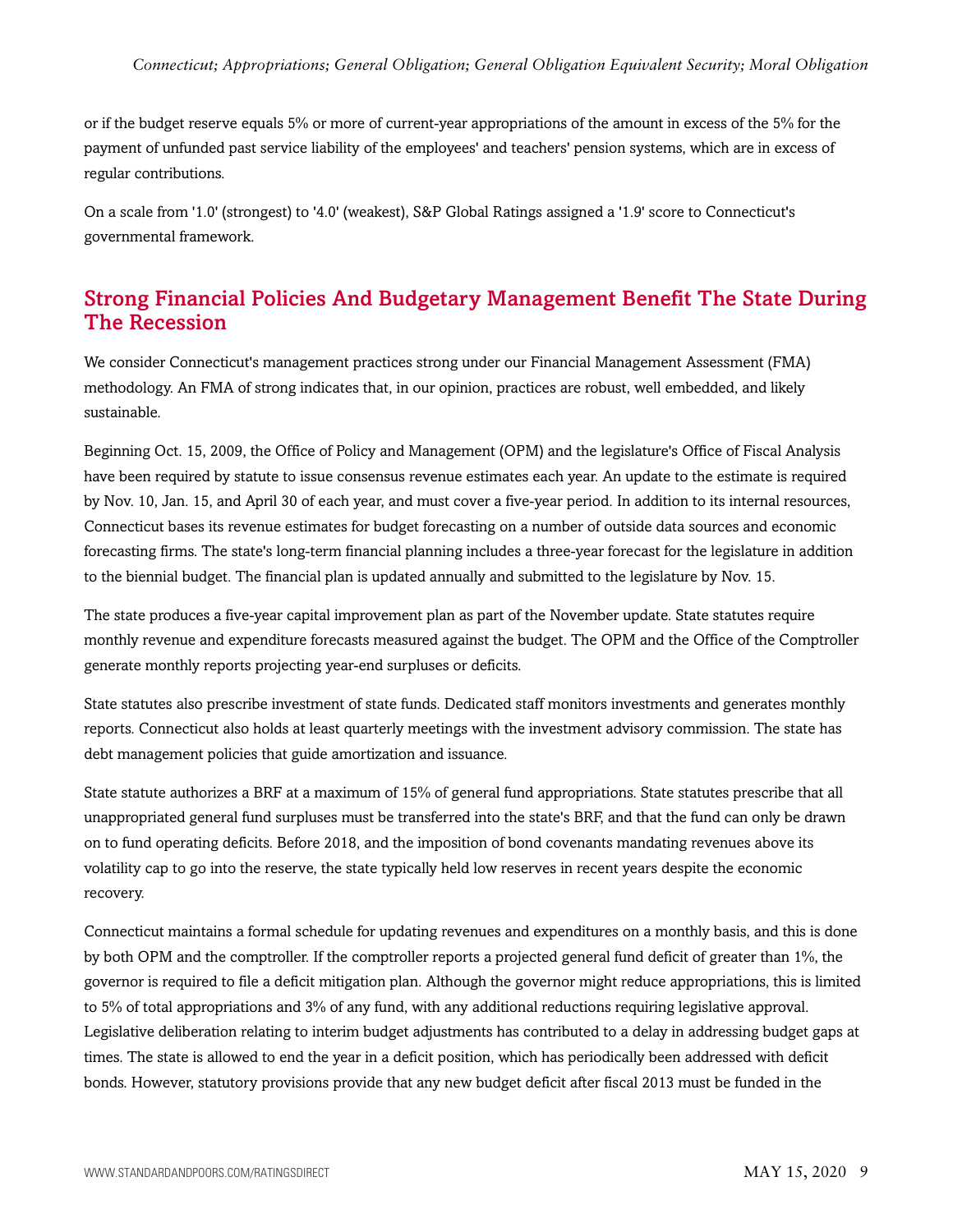or if the budget reserve equals 5% or more of current-year appropriations of the amount in excess of the 5% for the payment of unfunded past service liability of the employees' and teachers' pension systems, which are in excess of regular contributions.

On a scale from '1.0' (strongest) to '4.0' (weakest), S&P Global Ratings assigned a '1.9' score to Connecticut's governmental framework.

## Strong Financial Policies And Budgetary Management Benefit The State During The Recession

We consider Connecticut's management practices strong under our Financial Management Assessment (FMA) methodology. An FMA of strong indicates that, in our opinion, practices are robust, well embedded, and likely sustainable.

Beginning Oct. 15, 2009, the Office of Policy and Management (OPM) and the legislature's Office of Fiscal Analysis have been required by statute to issue consensus revenue estimates each year. An update to the estimate is required by Nov. 10, Jan. 15, and April 30 of each year, and must cover a five-year period. In addition to its internal resources, Connecticut bases its revenue estimates for budget forecasting on a number of outside data sources and economic forecasting firms. The state's long-term financial planning includes a three-year forecast for the legislature in addition to the biennial budget. The financial plan is updated annually and submitted to the legislature by Nov. 15.

The state produces a five-year capital improvement plan as part of the November update. State statutes require monthly revenue and expenditure forecasts measured against the budget. The OPM and the Office of the Comptroller generate monthly reports projecting year-end surpluses or deficits.

State statutes also prescribe investment of state funds. Dedicated staff monitors investments and generates monthly reports. Connecticut also holds at least quarterly meetings with the investment advisory commission. The state has debt management policies that guide amortization and issuance.

State statute authorizes a BRF at a maximum of 15% of general fund appropriations. State statutes prescribe that all unappropriated general fund surpluses must be transferred into the state's BRF, and that the fund can only be drawn on to fund operating deficits. Before 2018, and the imposition of bond covenants mandating revenues above its volatility cap to go into the reserve, the state typically held low reserves in recent years despite the economic recovery.

Connecticut maintains a formal schedule for updating revenues and expenditures on a monthly basis, and this is done by both OPM and the comptroller. If the comptroller reports a projected general fund deficit of greater than 1%, the governor is required to file a deficit mitigation plan. Although the governor might reduce appropriations, this is limited to 5% of total appropriations and 3% of any fund, with any additional reductions requiring legislative approval. Legislative deliberation relating to interim budget adjustments has contributed to a delay in addressing budget gaps at times. The state is allowed to end the year in a deficit position, which has periodically been addressed with deficit bonds. However, statutory provisions provide that any new budget deficit after fiscal 2013 must be funded in the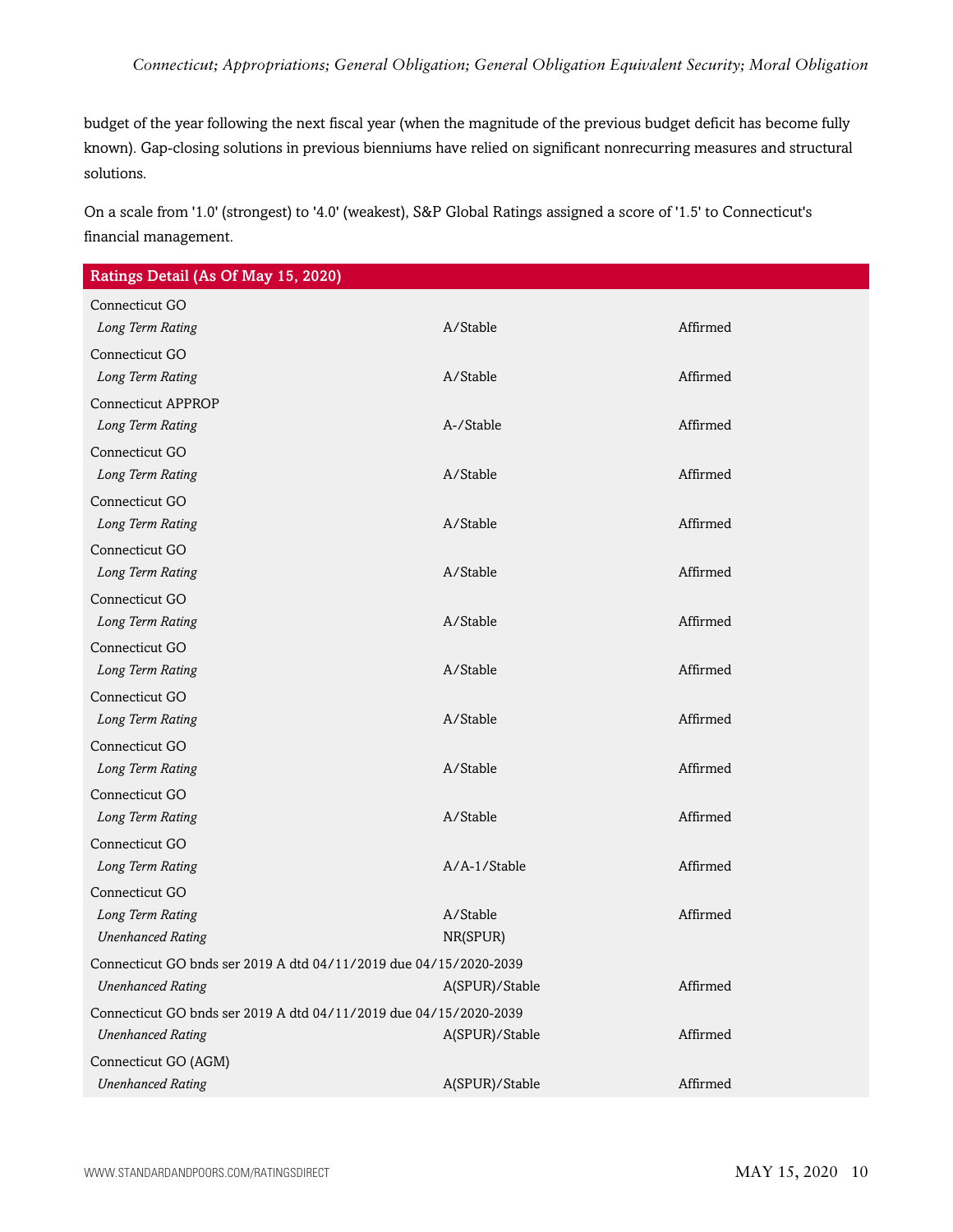budget of the year following the next fiscal year (when the magnitude of the previous budget deficit has become fully known). Gap-closing solutions in previous bienniums have relied on significant nonrecurring measures and structural solutions.

On a scale from '1.0' (strongest) to '4.0' (weakest), S&P Global Ratings assigned a score of '1.5' to Connecticut's financial management.

| Ratings Detail (As Of May 15, 2020) | | |
|---|---|---|
| Connecticut GO | | |
| *Long Term Rating* | A/Stable | Affirmed |
| Connecticut GO | | |
| *Long Term Rating* | A/Stable | Affirmed |
| Connecticut APPROP | | |
| *Long Term Rating* | A-/Stable | Affirmed |
| Connecticut GO | | |
| *Long Term Rating* | A/Stable | Affirmed |
| Connecticut GO | | |
| *Long Term Rating* | A/Stable | Affirmed |
| Connecticut GO | | |
| *Long Term Rating* | A/Stable | Affirmed |
| Connecticut GO | | |
| *Long Term Rating* | A/Stable | Affirmed |
| Connecticut GO | | |
| *Long Term Rating* | A/Stable | Affirmed |
| Connecticut GO | | |
| *Long Term Rating* | A/Stable | Affirmed |
| Connecticut GO | | |
| *Long Term Rating* | A/Stable | Affirmed |
| Connecticut GO | | |
| *Long Term Rating* | A/Stable | Affirmed |
| Connecticut GO | | |
| *Long Term Rating* | A/A-1/Stable | Affirmed |
| Connecticut GO | | |
| *Long Term Rating* | A/Stable | Affirmed |
| *Unenhanced Rating* | NR(SPUR) | |
| Connecticut GO bnds ser 2019 A dtd 04/11/2019 due 04/15/2020-2039 | | |
| *Unenhanced Rating* | A(SPUR)/Stable | Affirmed |
| Connecticut GO bnds ser 2019 A dtd 04/11/2019 due 04/15/2020-2039 | | |
| *Unenhanced Rating* | A(SPUR)/Stable | Affirmed |
| Connecticut GO (AGM) | | |
| *Unenhanced Rating* | A(SPUR)/Stable | Affirmed |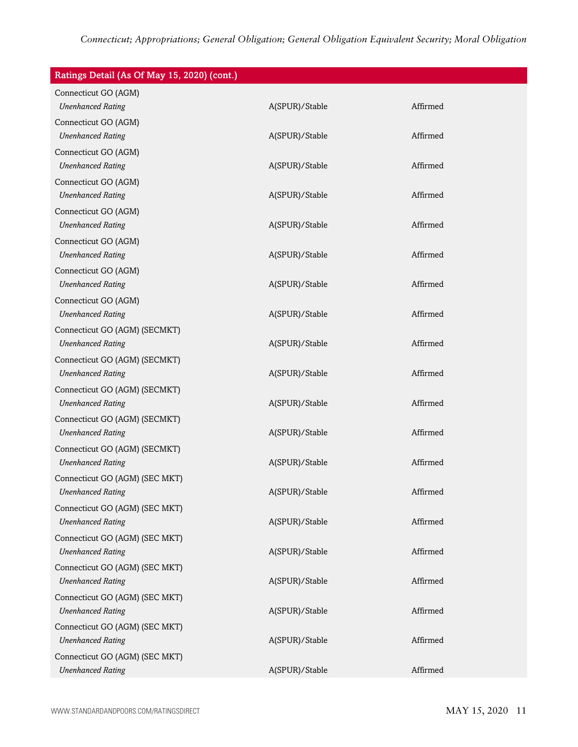| Ratings Detail (As Of May 15, 2020) (cont.) | | |
|---|---|---|
| Connecticut GO (AGM) | | |
| *Unenhanced Rating* | A(SPUR)/Stable | Affirmed |
| Connecticut GO (AGM) | | |
| *Unenhanced Rating* | A(SPUR)/Stable | Affirmed |
| Connecticut GO (AGM) | | |
| *Unenhanced Rating* | A(SPUR)/Stable | Affirmed |
| Connecticut GO (AGM) | | |
| *Unenhanced Rating* | A(SPUR)/Stable | Affirmed |
| Connecticut GO (AGM) | | |
| *Unenhanced Rating* | A(SPUR)/Stable | Affirmed |
| Connecticut GO (AGM) | | |
| *Unenhanced Rating* | A(SPUR)/Stable | Affirmed |
| Connecticut GO (AGM) | | |
| *Unenhanced Rating* | A(SPUR)/Stable | Affirmed |
| Connecticut GO (AGM) | | |
| *Unenhanced Rating* | A(SPUR)/Stable | Affirmed |
| Connecticut GO (AGM) (SECMKT) | | |
| *Unenhanced Rating* | A(SPUR)/Stable | Affirmed |
| Connecticut GO (AGM) (SECMKT) | | |
| *Unenhanced Rating* | A(SPUR)/Stable | Affirmed |
| Connecticut GO (AGM) (SECMKT) | | |
| *Unenhanced Rating* | A(SPUR)/Stable | Affirmed |
| Connecticut GO (AGM) (SECMKT) | | |
| *Unenhanced Rating* | A(SPUR)/Stable | Affirmed |
| Connecticut GO (AGM) (SECMKT) | | |
| *Unenhanced Rating* | A(SPUR)/Stable | Affirmed |
| Connecticut GO (AGM) (SEC MKT) | | |
| *Unenhanced Rating* | A(SPUR)/Stable | Affirmed |
| Connecticut GO (AGM) (SEC MKT) | | |
| *Unenhanced Rating* | A(SPUR)/Stable | Affirmed |
| Connecticut GO (AGM) (SEC MKT) | | |
| *Unenhanced Rating* | A(SPUR)/Stable | Affirmed |
| Connecticut GO (AGM) (SEC MKT) | | |
| *Unenhanced Rating* | A(SPUR)/Stable | Affirmed |
| Connecticut GO (AGM) (SEC MKT) | | |
| *Unenhanced Rating* | A(SPUR)/Stable | Affirmed |
| Connecticut GO (AGM) (SEC MKT) | | |
| *Unenhanced Rating* | A(SPUR)/Stable | Affirmed |
| Connecticut GO (AGM) (SEC MKT) | | |
| *Unenhanced Rating* | A(SPUR)/Stable | Affirmed |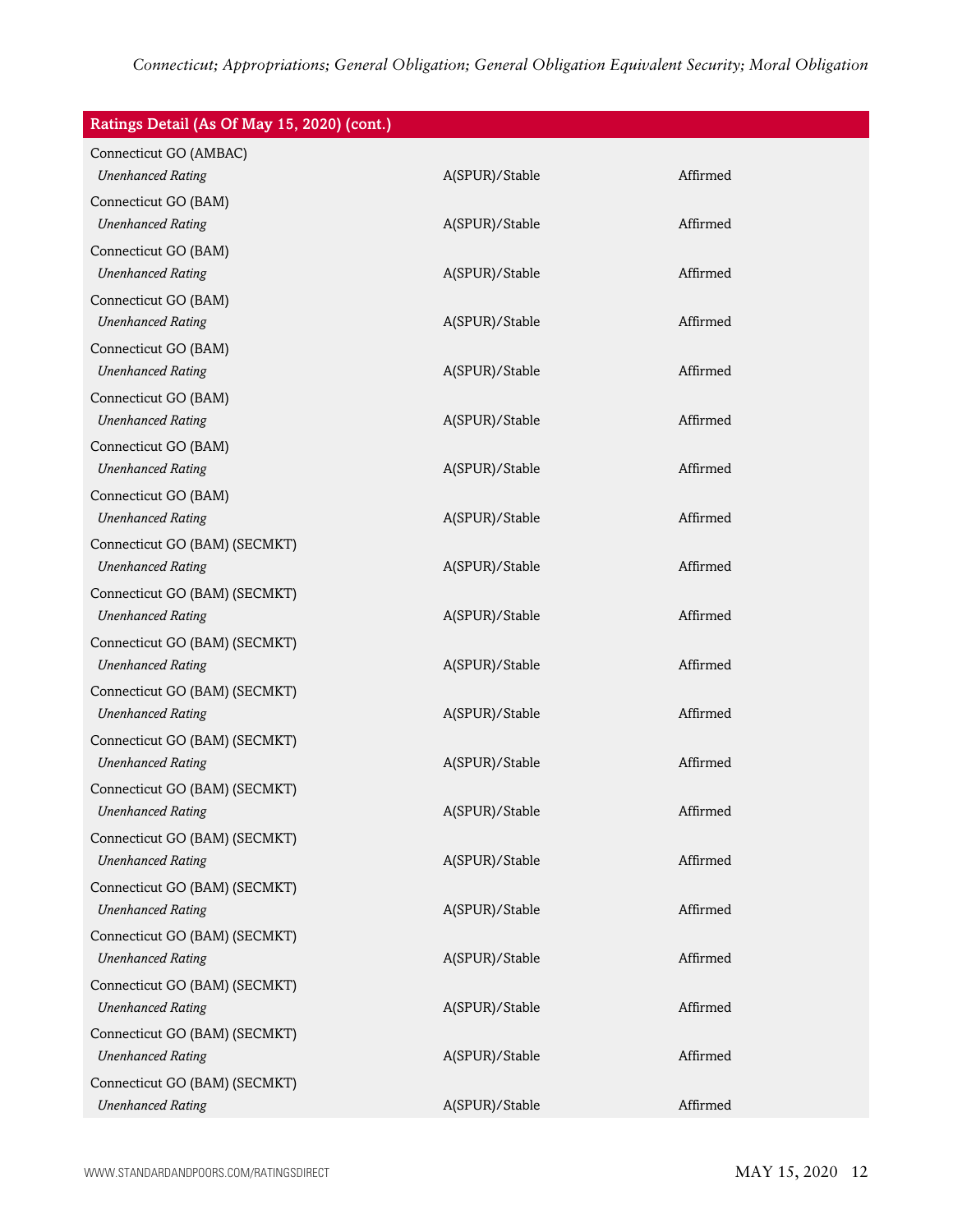| Ratings Detail (As Of May 15, 2020) (cont.) | | |
|---|---|---|
| Connecticut GO (AMBAC) | | |
| *Unenhanced Rating* | A(SPUR)/Stable | Affirmed |
| Connecticut GO (BAM) | | |
| *Unenhanced Rating* | A(SPUR)/Stable | Affirmed |
| Connecticut GO (BAM) | | |
| *Unenhanced Rating* | A(SPUR)/Stable | Affirmed |
| Connecticut GO (BAM) | | |
| *Unenhanced Rating* | A(SPUR)/Stable | Affirmed |
| Connecticut GO (BAM) | | |
| *Unenhanced Rating* | A(SPUR)/Stable | Affirmed |
| Connecticut GO (BAM) | | |
| *Unenhanced Rating* | A(SPUR)/Stable | Affirmed |
| Connecticut GO (BAM) | | |
| *Unenhanced Rating* | A(SPUR)/Stable | Affirmed |
| Connecticut GO (BAM) | | |
| *Unenhanced Rating* | A(SPUR)/Stable | Affirmed |
| Connecticut GO (BAM) (SECMKT) | | |
| *Unenhanced Rating* | A(SPUR)/Stable | Affirmed |
| Connecticut GO (BAM) (SECMKT) | | |
| *Unenhanced Rating* | A(SPUR)/Stable | Affirmed |
| Connecticut GO (BAM) (SECMKT) | | |
| *Unenhanced Rating* | A(SPUR)/Stable | Affirmed |
| Connecticut GO (BAM) (SECMKT) | | |
| *Unenhanced Rating* | A(SPUR)/Stable | Affirmed |
| Connecticut GO (BAM) (SECMKT) | | |
| *Unenhanced Rating* | A(SPUR)/Stable | Affirmed |
| Connecticut GO (BAM) (SECMKT) | | |
| *Unenhanced Rating* | A(SPUR)/Stable | Affirmed |
| Connecticut GO (BAM) (SECMKT) | | |
| *Unenhanced Rating* | A(SPUR)/Stable | Affirmed |
| Connecticut GO (BAM) (SECMKT) | | |
| *Unenhanced Rating* | A(SPUR)/Stable | Affirmed |
| Connecticut GO (BAM) (SECMKT) | | |
| *Unenhanced Rating* | A(SPUR)/Stable | Affirmed |
| Connecticut GO (BAM) (SECMKT) | | |
| *Unenhanced Rating* | A(SPUR)/Stable | Affirmed |
| Connecticut GO (BAM) (SECMKT) | | |
| *Unenhanced Rating* | A(SPUR)/Stable | Affirmed |
| Connecticut GO (BAM) (SECMKT) | | |
| *Unenhanced Rating* | A(SPUR)/Stable | Affirmed |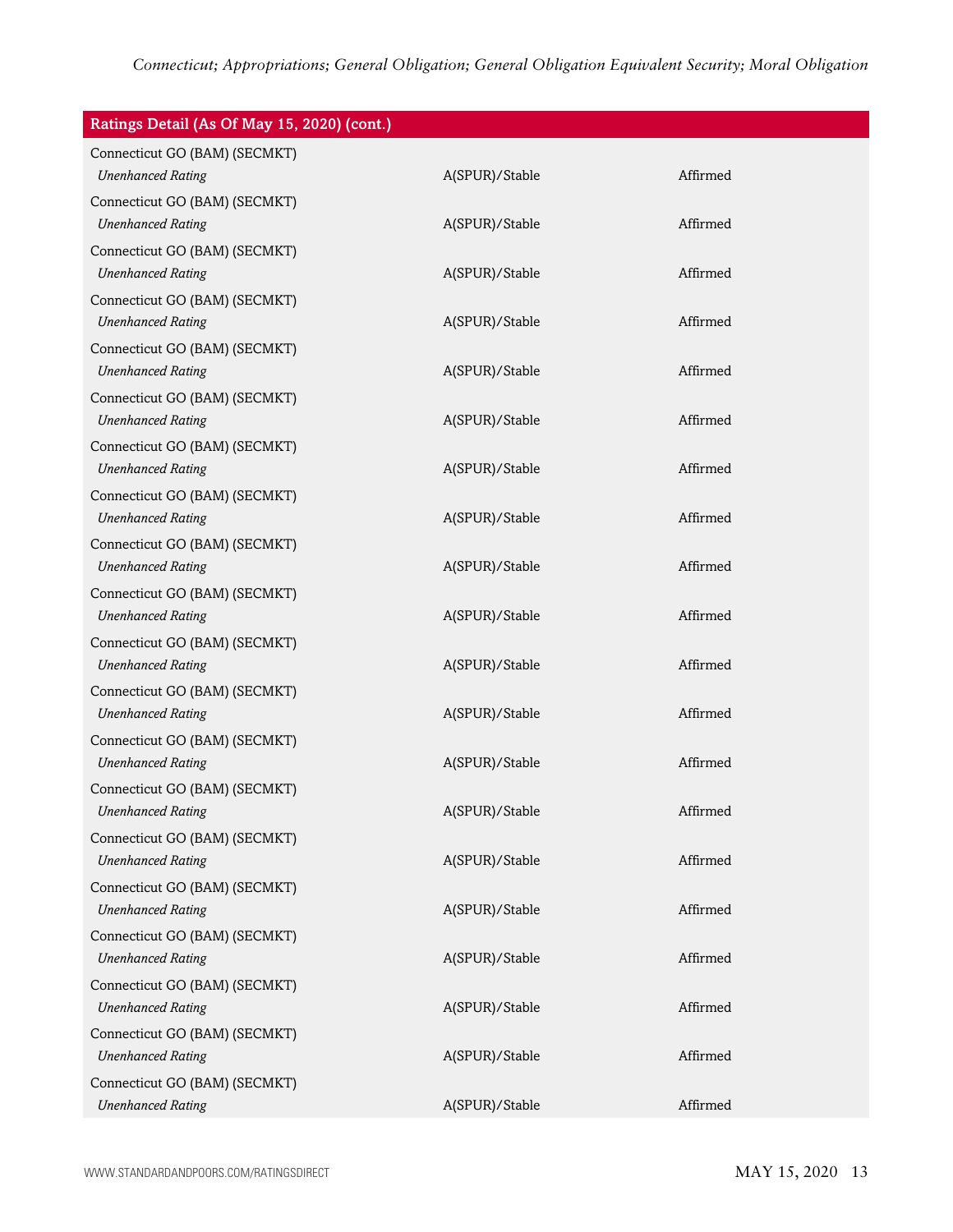| Ratings Detail (As Of May 15, 2020) (cont.) | | |
|---|---|---|
| Connecticut GO (BAM) (SECMKT) | | |
| *Unenhanced Rating* | A(SPUR)/Stable | Affirmed |
| Connecticut GO (BAM) (SECMKT) | | |
| *Unenhanced Rating* | A(SPUR)/Stable | Affirmed |
| Connecticut GO (BAM) (SECMKT) | | |
| *Unenhanced Rating* | A(SPUR)/Stable | Affirmed |
| Connecticut GO (BAM) (SECMKT) | | |
| *Unenhanced Rating* | A(SPUR)/Stable | Affirmed |
| Connecticut GO (BAM) (SECMKT) | | |
| *Unenhanced Rating* | A(SPUR)/Stable | Affirmed |
| Connecticut GO (BAM) (SECMKT) | | |
| *Unenhanced Rating* | A(SPUR)/Stable | Affirmed |
| Connecticut GO (BAM) (SECMKT) | | |
| *Unenhanced Rating* | A(SPUR)/Stable | Affirmed |
| Connecticut GO (BAM) (SECMKT) | | |
| *Unenhanced Rating* | A(SPUR)/Stable | Affirmed |
| Connecticut GO (BAM) (SECMKT) | | |
| *Unenhanced Rating* | A(SPUR)/Stable | Affirmed |
| Connecticut GO (BAM) (SECMKT) | | |
| *Unenhanced Rating* | A(SPUR)/Stable | Affirmed |
| Connecticut GO (BAM) (SECMKT) | | |
| *Unenhanced Rating* | A(SPUR)/Stable | Affirmed |
| Connecticut GO (BAM) (SECMKT) | | |
| *Unenhanced Rating* | A(SPUR)/Stable | Affirmed |
| Connecticut GO (BAM) (SECMKT) | | |
| *Unenhanced Rating* | A(SPUR)/Stable | Affirmed |
| Connecticut GO (BAM) (SECMKT) | | |
| *Unenhanced Rating* | A(SPUR)/Stable | Affirmed |
| Connecticut GO (BAM) (SECMKT) | | |
| *Unenhanced Rating* | A(SPUR)/Stable | Affirmed |
| Connecticut GO (BAM) (SECMKT) | | |
| *Unenhanced Rating* | A(SPUR)/Stable | Affirmed |
| Connecticut GO (BAM) (SECMKT) | | |
| *Unenhanced Rating* | A(SPUR)/Stable | Affirmed |
| Connecticut GO (BAM) (SECMKT) | | |
| *Unenhanced Rating* | A(SPUR)/Stable | Affirmed |
| Connecticut GO (BAM) (SECMKT) | | |
| *Unenhanced Rating* | A(SPUR)/Stable | Affirmed |
| Connecticut GO (BAM) (SECMKT) | | |
| *Unenhanced Rating* | A(SPUR)/Stable | Affirmed |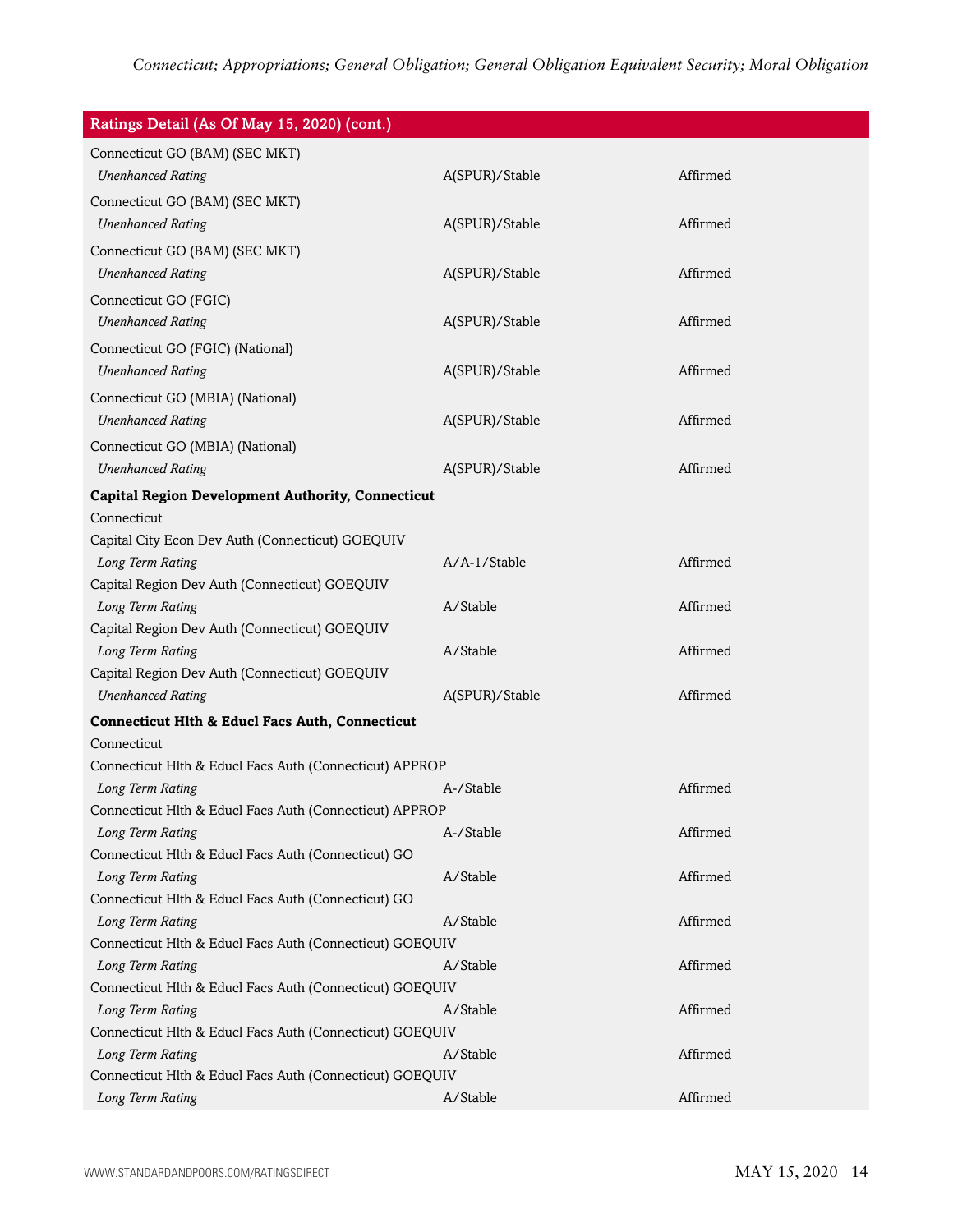| Ratings Detail (As Of May 15, 2020) (cont.) | | |
|---|---|---|
| Connecticut GO (BAM) (SEC MKT) | | |
| *Unenhanced Rating* | A(SPUR)/Stable | Affirmed |
| Connecticut GO (BAM) (SEC MKT) | | |
| *Unenhanced Rating* | A(SPUR)/Stable | Affirmed |
| Connecticut GO (BAM) (SEC MKT) | | |
| *Unenhanced Rating* | A(SPUR)/Stable | Affirmed |
| Connecticut GO (FGIC) | | |
| *Unenhanced Rating* | A(SPUR)/Stable | Affirmed |
| Connecticut GO (FGIC) (National) | | |
| *Unenhanced Rating* | A(SPUR)/Stable | Affirmed |
| Connecticut GO (MBIA) (National) | | |
| *Unenhanced Rating* | A(SPUR)/Stable | Affirmed |
| Connecticut GO (MBIA) (National) | | |
| *Unenhanced Rating* | A(SPUR)/Stable | Affirmed |
| **Capital Region Development Authority, Connecticut** | | |
| Connecticut | | |
| Capital City Econ Dev Auth (Connecticut) GOEQUIV | | |
| *Long Term Rating* | A/A-1/Stable | Affirmed |
| Capital Region Dev Auth (Connecticut) GOEQUIV | | |
| *Long Term Rating* | A/Stable | Affirmed |
| Capital Region Dev Auth (Connecticut) GOEQUIV | | |
| *Long Term Rating* | A/Stable | Affirmed |
| Capital Region Dev Auth (Connecticut) GOEQUIV | | |
| *Unenhanced Rating* | A(SPUR)/Stable | Affirmed |
| **Connecticut Hlth & Educl Facs Auth, Connecticut** | | |
| Connecticut | | |
| Connecticut Hlth & Educl Facs Auth (Connecticut) APPROP | | |
| *Long Term Rating* | A-/Stable | Affirmed |
| Connecticut Hlth & Educl Facs Auth (Connecticut) APPROP | | |
| *Long Term Rating* | A-/Stable | Affirmed |
| Connecticut Hlth & Educl Facs Auth (Connecticut) GO | | |
| *Long Term Rating* | A/Stable | Affirmed |
| Connecticut Hlth & Educl Facs Auth (Connecticut) GO | | |
| *Long Term Rating* | A/Stable | Affirmed |
| Connecticut Hlth & Educl Facs Auth (Connecticut) GOEQUIV | | |
| *Long Term Rating* | A/Stable | Affirmed |
| Connecticut Hlth & Educl Facs Auth (Connecticut) GOEQUIV | | |
| *Long Term Rating* | A/Stable | Affirmed |
| Connecticut Hlth & Educl Facs Auth (Connecticut) GOEQUIV | | |
| *Long Term Rating* | A/Stable | Affirmed |
| Connecticut Hlth & Educl Facs Auth (Connecticut) GOEQUIV | | |
| *Long Term Rating* | A/Stable | Affirmed |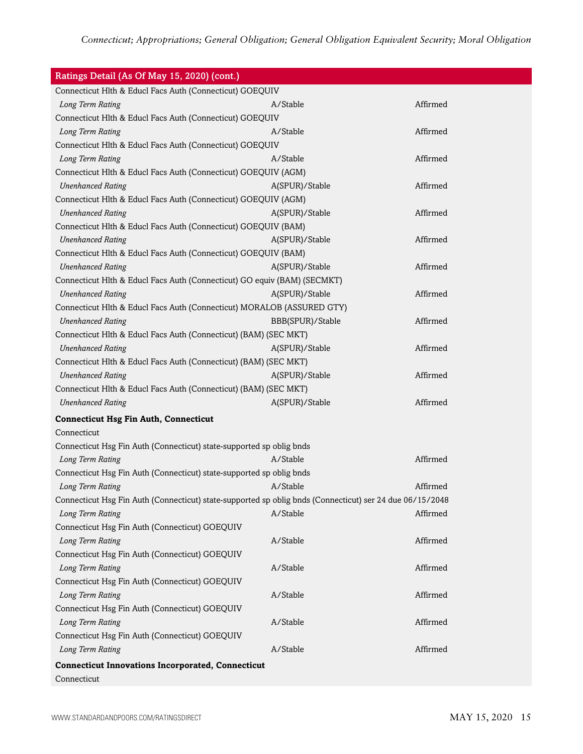| Ratings Detail (As Of May 15, 2020) (cont.) | | |
|---|---|---|
| Connecticut Hlth & Educl Facs Auth (Connecticut) GOEQUIV | | |
| *Long Term Rating* | A/Stable | Affirmed |
| Connecticut Hlth & Educl Facs Auth (Connecticut) GOEQUIV | | |
| *Long Term Rating* | A/Stable | Affirmed |
| Connecticut Hlth & Educl Facs Auth (Connecticut) GOEQUIV | | |
| *Long Term Rating* | A/Stable | Affirmed |
| Connecticut Hlth & Educl Facs Auth (Connecticut) GOEQUIV (AGM) | | |
| *Unenhanced Rating* | A(SPUR)/Stable | Affirmed |
| Connecticut Hlth & Educl Facs Auth (Connecticut) GOEQUIV (AGM) | | |
| *Unenhanced Rating* | A(SPUR)/Stable | Affirmed |
| Connecticut Hlth & Educl Facs Auth (Connecticut) GOEQUIV (BAM) | | |
| *Unenhanced Rating* | A(SPUR)/Stable | Affirmed |
| Connecticut Hlth & Educl Facs Auth (Connecticut) GOEQUIV (BAM) | | |
| *Unenhanced Rating* | A(SPUR)/Stable | Affirmed |
| Connecticut Hlth & Educl Facs Auth (Connecticut) GO equiv (BAM) (SECMKT) | | |
| *Unenhanced Rating* | A(SPUR)/Stable | Affirmed |
| Connecticut Hlth & Educl Facs Auth (Connecticut) MORALOB (ASSURED GTY) | | |
| *Unenhanced Rating* | BBB(SPUR)/Stable | Affirmed |
| Connecticut Hlth & Educl Facs Auth (Connecticut) (BAM) (SEC MKT) | | |
| *Unenhanced Rating* | A(SPUR)/Stable | Affirmed |
| Connecticut Hlth & Educl Facs Auth (Connecticut) (BAM) (SEC MKT) | | |
| *Unenhanced Rating* | A(SPUR)/Stable | Affirmed |
| Connecticut Hlth & Educl Facs Auth (Connecticut) (BAM) (SEC MKT) | | |
| *Unenhanced Rating* | A(SPUR)/Stable | Affirmed |
| **Connecticut Hsg Fin Auth, Connecticut** | | |
| Connecticut | | |
| Connecticut Hsg Fin Auth (Connecticut) state-supported sp oblig bnds | | |
| *Long Term Rating* | A/Stable | Affirmed |
| Connecticut Hsg Fin Auth (Connecticut) state-supported sp oblig bnds | | |
| *Long Term Rating* | A/Stable | Affirmed |
| Connecticut Hsg Fin Auth (Connecticut) state-supported sp oblig bnds (Connecticut) ser 24 due 06/15/2048 | | |
| *Long Term Rating* | A/Stable | Affirmed |
| Connecticut Hsg Fin Auth (Connecticut) GOEQUIV | | |
| *Long Term Rating* | A/Stable | Affirmed |
| Connecticut Hsg Fin Auth (Connecticut) GOEQUIV | | |
| *Long Term Rating* | A/Stable | Affirmed |
| Connecticut Hsg Fin Auth (Connecticut) GOEQUIV | | |
| *Long Term Rating* | A/Stable | Affirmed |
| Connecticut Hsg Fin Auth (Connecticut) GOEQUIV | | |
| *Long Term Rating* | A/Stable | Affirmed |
| Connecticut Hsg Fin Auth (Connecticut) GOEQUIV | | |
| *Long Term Rating* | A/Stable | Affirmed |
| **Connecticut Innovations Incorporated, Connecticut** | | |
| Connecticut | | |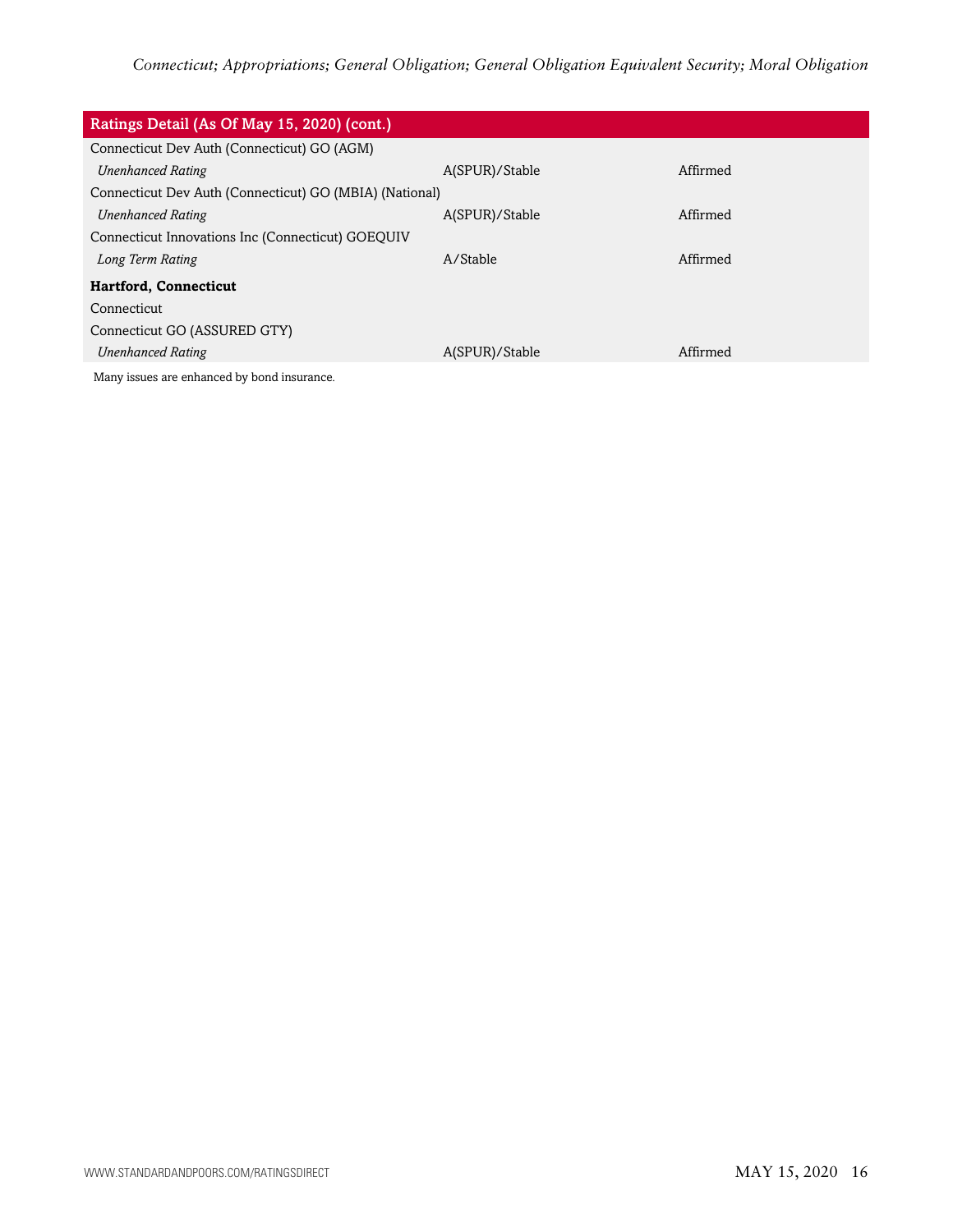| Ratings Detail (As Of May 15, 2020) (cont.) | | |
|---|---|---|
| Connecticut Dev Auth (Connecticut) GO (AGM) | | |
| *Unenhanced Rating* | A(SPUR)/Stable | Affirmed |
| Connecticut Dev Auth (Connecticut) GO (MBIA) (National) | | |
| *Unenhanced Rating* | A(SPUR)/Stable | Affirmed |
| Connecticut Innovations Inc (Connecticut) GOEQUIV | | |
| *Long Term Rating* | A/Stable | Affirmed |
| **Hartford, Connecticut** | | |
| Connecticut | | |
| Connecticut GO (ASSURED GTY) | | |
| *Unenhanced Rating* | A(SPUR)/Stable | Affirmed |

Many issues are enhanced by bond insurance.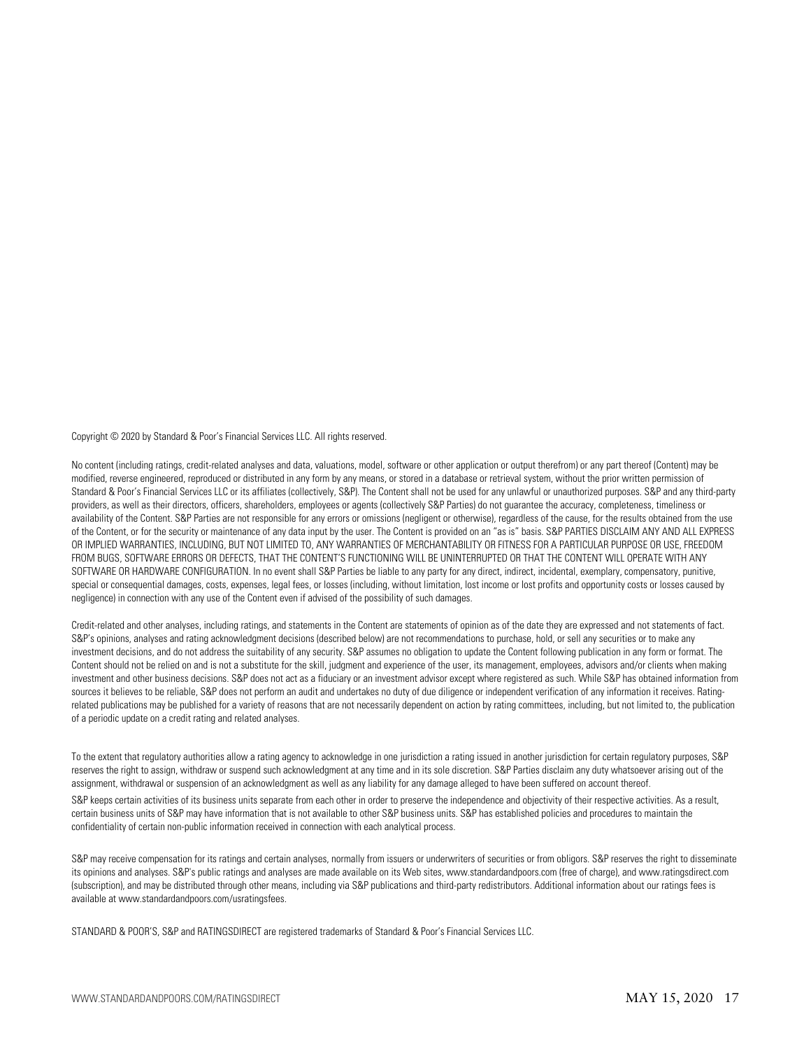Copyright © 2020 by Standard & Poor's Financial Services LLC. All rights reserved.

No content (including ratings, credit-related analyses and data, valuations, model, software or other application or output therefrom) or any part thereof (Content) may be modified, reverse engineered, reproduced or distributed in any form by any means, or stored in a database or retrieval system, without the prior written permission of Standard & Poor's Financial Services LLC or its affiliates (collectively, S&P). The Content shall not be used for any unlawful or unauthorized purposes. S&P and any third-party providers, as well as their directors, officers, shareholders, employees or agents (collectively S&P Parties) do not guarantee the accuracy, completeness, timeliness or availability of the Content. S&P Parties are not responsible for any errors or omissions (negligent or otherwise), regardless of the cause, for the results obtained from the use of the Content, or for the security or maintenance of any data input by the user. The Content is provided on an "as is" basis. S&P PARTIES DISCLAIM ANY AND ALL EXPRESS OR IMPLIED WARRANTIES, INCLUDING, BUT NOT LIMITED TO, ANY WARRANTIES OF MERCHANTABILITY OR FITNESS FOR A PARTICULAR PURPOSE OR USE, FREEDOM FROM BUGS, SOFTWARE ERRORS OR DEFECTS, THAT THE CONTENT'S FUNCTIONING WILL BE UNINTERRUPTED OR THAT THE CONTENT WILL OPERATE WITH ANY SOFTWARE OR HARDWARE CONFIGURATION. In no event shall S&P Parties be liable to any party for any direct, indirect, incidental, exemplary, compensatory, punitive, special or consequential damages, costs, expenses, legal fees, or losses (including, without limitation, lost income or lost profits and opportunity costs or losses caused by negligence) in connection with any use of the Content even if advised of the possibility of such damages.

Credit-related and other analyses, including ratings, and statements in the Content are statements of opinion as of the date they are expressed and not statements of fact. S&P's opinions, analyses and rating acknowledgment decisions (described below) are not recommendations to purchase, hold, or sell any securities or to make any investment decisions, and do not address the suitability of any security. S&P assumes no obligation to update the Content following publication in any form or format. The Content should not be relied on and is not a substitute for the skill, judgment and experience of the user, its management, employees, advisors and/or clients when making investment and other business decisions. S&P does not act as a fiduciary or an investment advisor except where registered as such. While S&P has obtained information from sources it believes to be reliable, S&P does not perform an audit and undertakes no duty of due diligence or independent verification of any information it receives. Rating-related publications may be published for a variety of reasons that are not necessarily dependent on action by rating committees, including, but not limited to, the publication of a periodic update on a credit rating and related analyses.

To the extent that regulatory authorities allow a rating agency to acknowledge in one jurisdiction a rating issued in another jurisdiction for certain regulatory purposes, S&P reserves the right to assign, withdraw or suspend such acknowledgment at any time and in its sole discretion. S&P Parties disclaim any duty whatsoever arising out of the assignment, withdrawal or suspension of an acknowledgment as well as any liability for any damage alleged to have been suffered on account thereof.

S&P keeps certain activities of its business units separate from each other in order to preserve the independence and objectivity of their respective activities. As a result, certain business units of S&P may have information that is not available to other S&P business units. S&P has established policies and procedures to maintain the confidentiality of certain non-public information received in connection with each analytical process.

S&P may receive compensation for its ratings and certain analyses, normally from issuers or underwriters of securities or from obligors. S&P reserves the right to disseminate its opinions and analyses. S&P's public ratings and analyses are made available on its Web sites, www.standardandpoors.com (free of charge), and www.ratingsdirect.com (subscription), and may be distributed through other means, including via S&P publications and third-party redistributors. Additional information about our ratings fees is available at www.standardandpoors.com/usratingsfees.

STANDARD & POOR'S, S&P and RATINGSDIRECT are registered trademarks of Standard & Poor's Financial Services LLC.